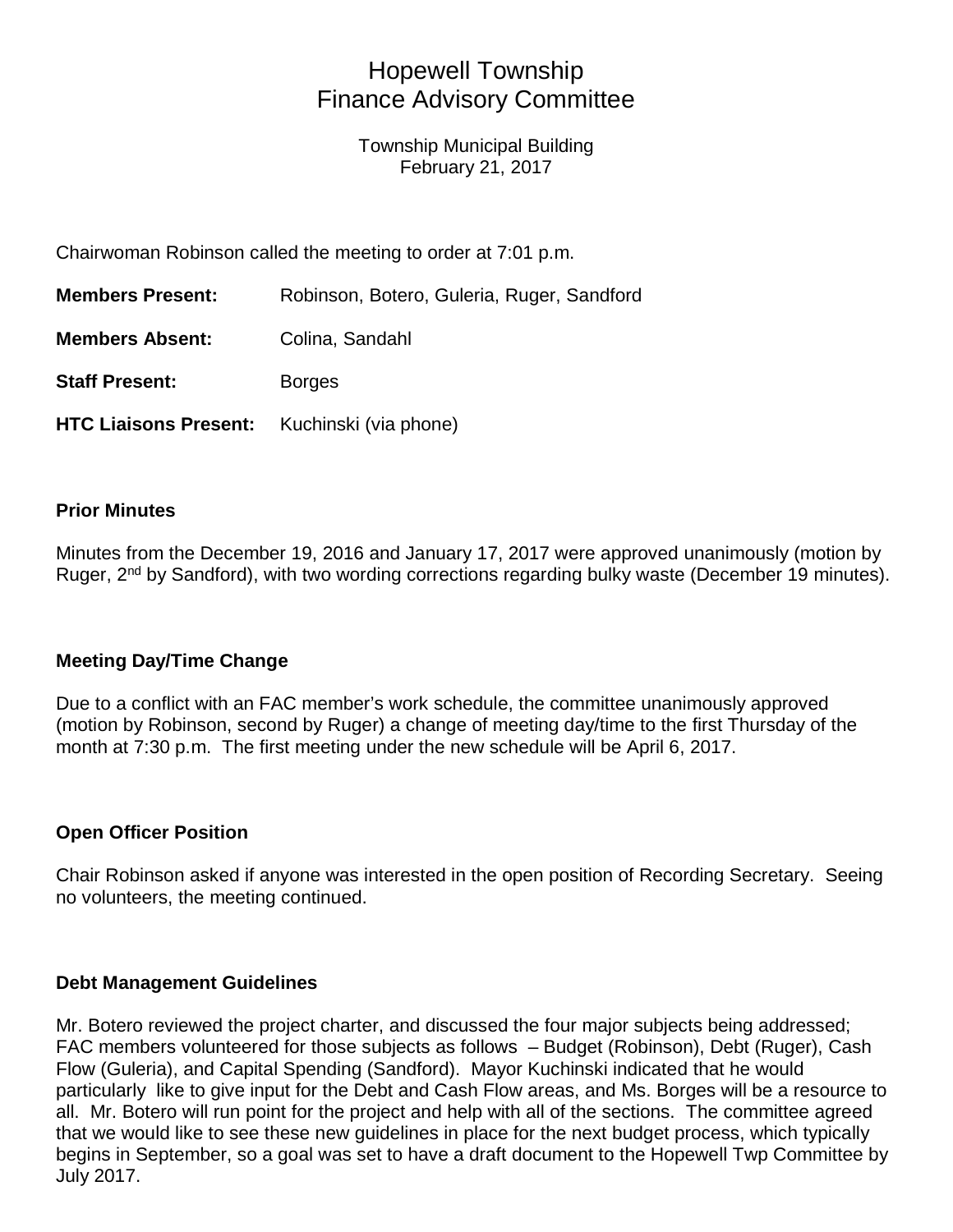# Hopewell Township
# Finance Advisory Committee

Township Municipal Building
February 21, 2017

Chairwoman Robinson called the meeting to order at 7:01 p.m.

**Members Present:** Robinson, Botero, Guleria, Ruger, Sandford

**Members Absent:** Colina, Sandahl

**Staff Present:** Borges

**HTC Liaisons Present:** Kuchinski (via phone)

### Prior Minutes

Minutes from the December 19, 2016 and January 17, 2017 were approved unanimously (motion by Ruger, 2nd by Sandford), with two wording corrections regarding bulky waste (December 19 minutes).

### Meeting Day/Time Change

Due to a conflict with an FAC member's work schedule, the committee unanimously approved (motion by Robinson, second by Ruger) a change of meeting day/time to the first Thursday of the month at 7:30 p.m. The first meeting under the new schedule will be April 6, 2017.

### Open Officer Position

Chair Robinson asked if anyone was interested in the open position of Recording Secretary. Seeing no volunteers, the meeting continued.

### Debt Management Guidelines

Mr. Botero reviewed the project charter, and discussed the four major subjects being addressed; FAC members volunteered for those subjects as follows – Budget (Robinson), Debt (Ruger), Cash Flow (Guleria), and Capital Spending (Sandford). Mayor Kuchinski indicated that he would particularly like to give input for the Debt and Cash Flow areas, and Ms. Borges will be a resource to all. Mr. Botero will run point for the project and help with all of the sections. The committee agreed that we would like to see these new guidelines in place for the next budget process, which typically begins in September, so a goal was set to have a draft document to the Hopewell Twp Committee by July 2017.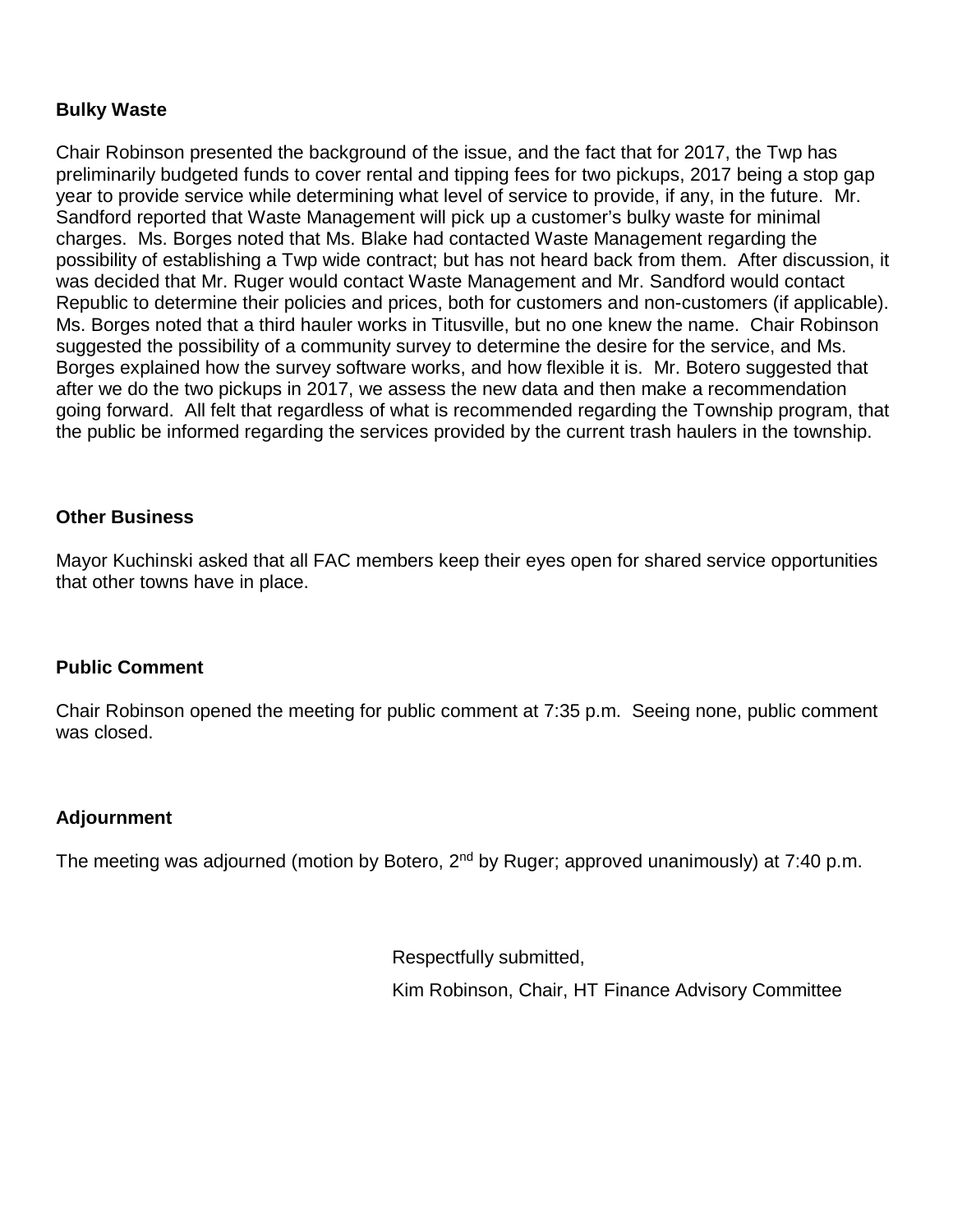**Bulky Waste**

Chair Robinson presented the background of the issue, and the fact that for 2017, the Twp has preliminarily budgeted funds to cover rental and tipping fees for two pickups, 2017 being a stop gap year to provide service while determining what level of service to provide, if any, in the future. Mr. Sandford reported that Waste Management will pick up a customer's bulky waste for minimal charges. Ms. Borges noted that Ms. Blake had contacted Waste Management regarding the possibility of establishing a Twp wide contract; but has not heard back from them. After discussion, it was decided that Mr. Ruger would contact Waste Management and Mr. Sandford would contact Republic to determine their policies and prices, both for customers and non-customers (if applicable). Ms. Borges noted that a third hauler works in Titusville, but no one knew the name. Chair Robinson suggested the possibility of a community survey to determine the desire for the service, and Ms. Borges explained how the survey software works, and how flexible it is. Mr. Botero suggested that after we do the two pickups in 2017, we assess the new data and then make a recommendation going forward. All felt that regardless of what is recommended regarding the Township program, that the public be informed regarding the services provided by the current trash haulers in the township.

**Other Business**

Mayor Kuchinski asked that all FAC members keep their eyes open for shared service opportunities that other towns have in place.

**Public Comment**

Chair Robinson opened the meeting for public comment at 7:35 p.m. Seeing none, public comment was closed.

**Adjournment**

The meeting was adjourned (motion by Botero, 2nd by Ruger; approved unanimously) at 7:40 p.m.

Respectfully submitted,

Kim Robinson, Chair, HT Finance Advisory Committee